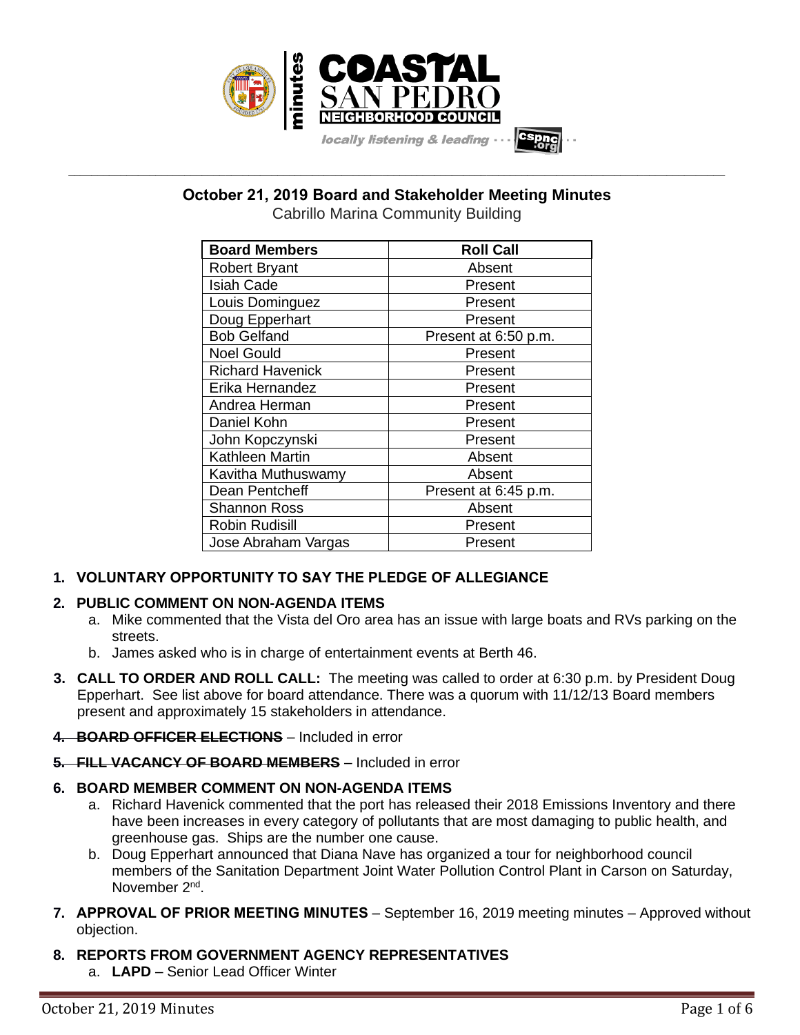# October 21, 2019 Board and Stakeholder Meeting Minutes

Cabrillo Marina Community Building

| Board Members | Roll Call |
| --- | --- |
| Robert Bryant | Absent |
| Isiah Cade | Present |
| Louis Dominguez | Present |
| Doug Epperhart | Present |
| Bob Gelfand | Present at 6:50 p.m. |
| Noel Gould | Present |
| Richard Havenick | Present |
| Erika Hernandez | Present |
| Andrea Herman | Present |
| Daniel Kohn | Present |
| John Kopczynski | Present |
| Kathleen Martin | Absent |
| Kavitha Muthuswamy | Absent |
| Dean Pentcheff | Present at 6:45 p.m. |
| Shannon Ross | Absent |
| Robin Rudisill | Present |
| Jose Abraham Vargas | Present |

1. **VOLUNTARY OPPORTUNITY TO SAY THE PLEDGE OF ALLEGIANCE**

2. **PUBLIC COMMENT ON NON-AGENDA ITEMS**
   a. Mike commented that the Vista del Oro area has an issue with large boats and RVs parking on the streets.
   b. James asked who is in charge of entertainment events at Berth 46.

3. **CALL TO ORDER AND ROLL CALL:** The meeting was called to order at 6:30 p.m. by President Doug Epperhart. See list above for board attendance. There was a quorum with 11/12/13 Board members present and approximately 15 stakeholders in attendance.

4. ~~**BOARD OFFICER ELECTIONS**~~ – Included in error

5. ~~**FILL VACANCY OF BOARD MEMBERS**~~ – Included in error

6. **BOARD MEMBER COMMENT ON NON-AGENDA ITEMS**
   a. Richard Havenick commented that the port has released their 2018 Emissions Inventory and there have been increases in every category of pollutants that are most damaging to public health, and greenhouse gas. Ships are the number one cause.
   b. Doug Epperhart announced that Diana Nave has organized a tour for neighborhood council members of the Sanitation Department Joint Water Pollution Control Plant in Carson on Saturday, November 2nd.

7. **APPROVAL OF PRIOR MEETING MINUTES** – September 16, 2019 meeting minutes – Approved without objection.

8. **REPORTS FROM GOVERNMENT AGENCY REPRESENTATIVES**
   a. **LAPD** – Senior Lead Officer Winter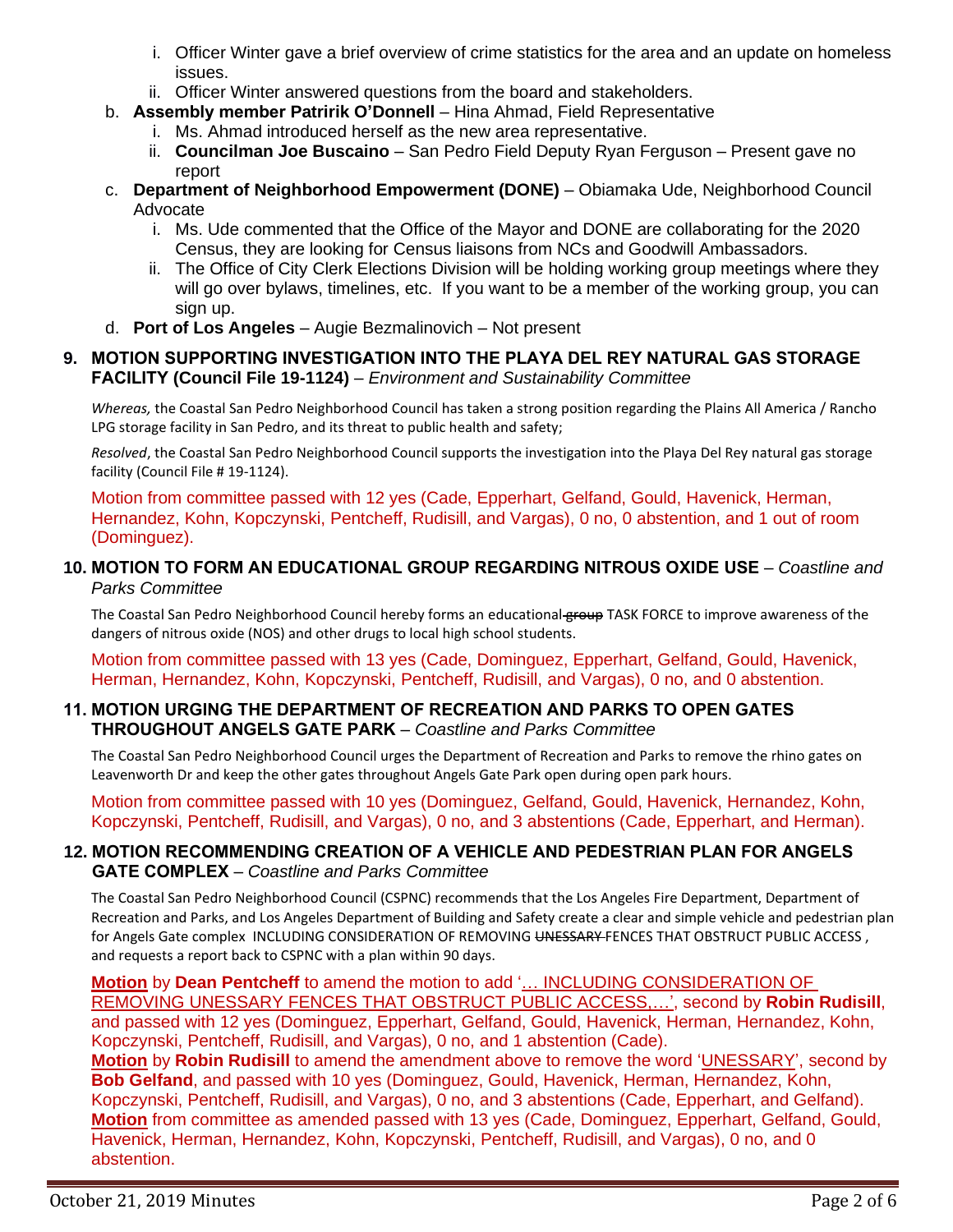i. Officer Winter gave a brief overview of crime statistics for the area and an update on homeless issues.
   ii. Officer Winter answered questions from the board and stakeholders.

b. **Assembly member Patririk O'Donnell** – Hina Ahmad, Field Representative
   i. Ms. Ahmad introduced herself as the new area representative.
   ii. **Councilman Joe Buscaino** – San Pedro Field Deputy Ryan Ferguson – Present gave no report

c. **Department of Neighborhood Empowerment (DONE)** – Obiamaka Ude, Neighborhood Council Advocate
   i. Ms. Ude commented that the Office of the Mayor and DONE are collaborating for the 2020 Census, they are looking for Census liaisons from NCs and Goodwill Ambassadors.
   ii. The Office of City Clerk Elections Division will be holding working group meetings where they will go over bylaws, timelines, etc. If you want to be a member of the working group, you can sign up.

d. **Port of Los Angeles** – Augie Bezmalinovich – Not present

**9. MOTION SUPPORTING INVESTIGATION INTO THE PLAYA DEL REY NATURAL GAS STORAGE FACILITY (Council File 19-1124)** – *Environment and Sustainability Committee*

*Whereas,* the Coastal San Pedro Neighborhood Council has taken a strong position regarding the Plains All America / Rancho LPG storage facility in San Pedro, and its threat to public health and safety;

*Resolved*, the Coastal San Pedro Neighborhood Council supports the investigation into the Playa Del Rey natural gas storage facility (Council File # 19-1124).

Motion from committee passed with 12 yes (Cade, Epperhart, Gelfand, Gould, Havenick, Herman, Hernandez, Kohn, Kopczynski, Pentcheff, Rudisill, and Vargas), 0 no, 0 abstention, and 1 out of room (Dominguez).

**10. MOTION TO FORM AN EDUCATIONAL GROUP REGARDING NITROUS OXIDE USE** – *Coastline and Parks Committee*

The Coastal San Pedro Neighborhood Council hereby forms an educational ~~group~~ TASK FORCE to improve awareness of the dangers of nitrous oxide (NOS) and other drugs to local high school students.

Motion from committee passed with 13 yes (Cade, Dominguez, Epperhart, Gelfand, Gould, Havenick, Herman, Hernandez, Kohn, Kopczynski, Pentcheff, Rudisill, and Vargas), 0 no, and 0 abstention.

**11. MOTION URGING THE DEPARTMENT OF RECREATION AND PARKS TO OPEN GATES THROUGHOUT ANGELS GATE PARK** – *Coastline and Parks Committee*

The Coastal San Pedro Neighborhood Council urges the Department of Recreation and Parks to remove the rhino gates on Leavenworth Dr and keep the other gates throughout Angels Gate Park open during open park hours.

Motion from committee passed with 10 yes (Dominguez, Gelfand, Gould, Havenick, Hernandez, Kohn, Kopczynski, Pentcheff, Rudisill, and Vargas), 0 no, and 3 abstentions (Cade, Epperhart, and Herman).

**12. MOTION RECOMMENDING CREATION OF A VEHICLE AND PEDESTRIAN PLAN FOR ANGELS GATE COMPLEX** – *Coastline and Parks Committee*

The Coastal San Pedro Neighborhood Council (CSPNC) recommends that the Los Angeles Fire Department, Department of Recreation and Parks, and Los Angeles Department of Building and Safety create a clear and simple vehicle and pedestrian plan for Angels Gate complex INCLUDING CONSIDERATION OF REMOVING ~~UNESSARY~~ FENCES THAT OBSTRUCT PUBLIC ACCESS , and requests a report back to CSPNC with a plan within 90 days.

**Motion** by **Dean Pentcheff** to amend the motion to add '… INCLUDING CONSIDERATION OF REMOVING UNESSARY FENCES THAT OBSTRUCT PUBLIC ACCESS,…', second by **Robin Rudisill**, and passed with 12 yes (Dominguez, Epperhart, Gelfand, Gould, Havenick, Herman, Hernandez, Kohn, Kopczynski, Pentcheff, Rudisill, and Vargas), 0 no, and 1 abstention (Cade).
**Motion** by **Robin Rudisill** to amend the amendment above to remove the word 'UNESSARY', second by **Bob Gelfand**, and passed with 10 yes (Dominguez, Gould, Havenick, Herman, Hernandez, Kohn, Kopczynski, Pentcheff, Rudisill, and Vargas), 0 no, and 3 abstentions (Cade, Epperhart, and Gelfand).
**Motion** from committee as amended passed with 13 yes (Cade, Dominguez, Epperhart, Gelfand, Gould, Havenick, Herman, Hernandez, Kohn, Kopczynski, Pentcheff, Rudisill, and Vargas), 0 no, and 0 abstention.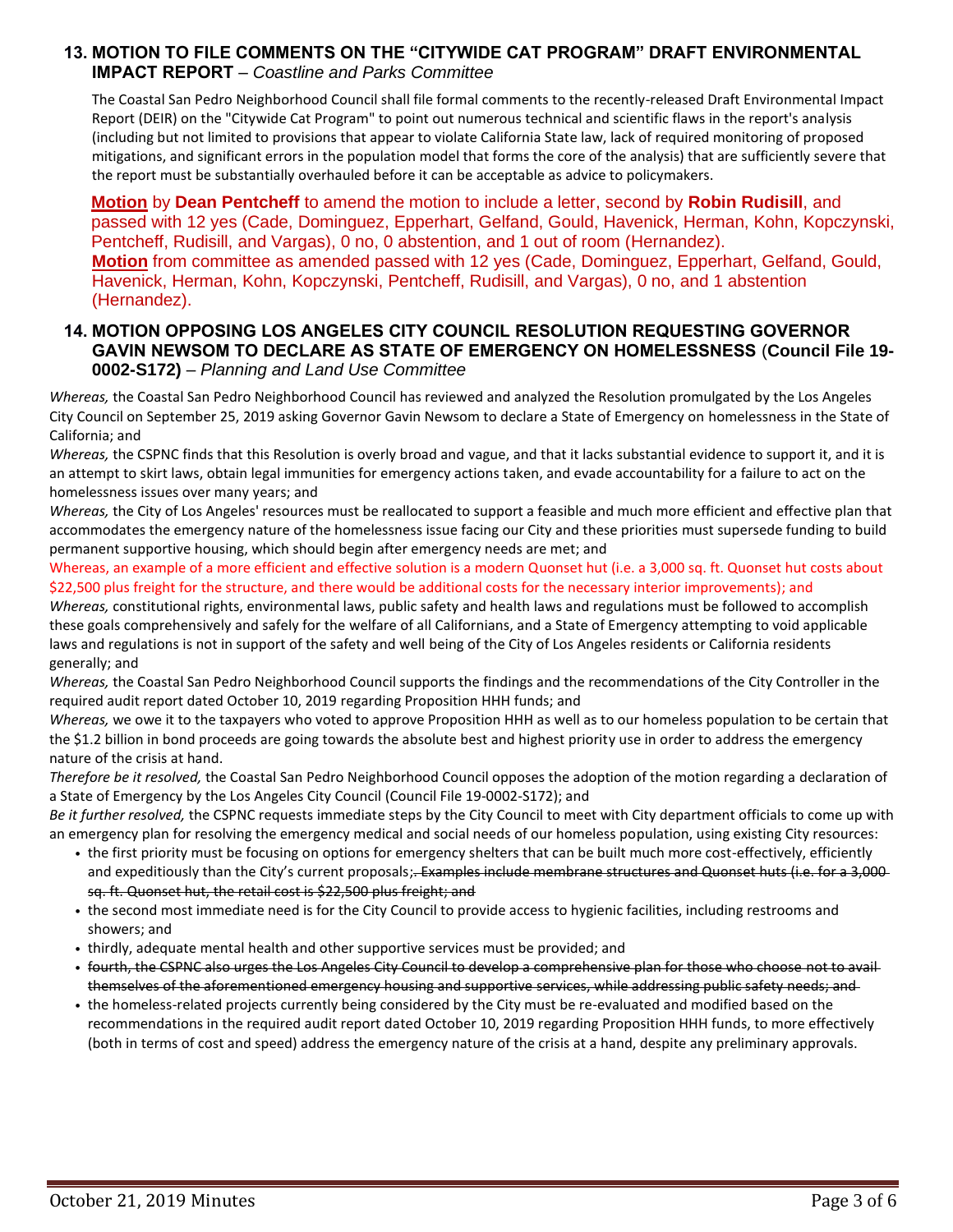## 13. MOTION TO FILE COMMENTS ON THE "CITYWIDE CAT PROGRAM" DRAFT ENVIRONMENTAL IMPACT REPORT – *Coastline and Parks Committee*

The Coastal San Pedro Neighborhood Council shall file formal comments to the recently-released Draft Environmental Impact Report (DEIR) on the "Citywide Cat Program" to point out numerous technical and scientific flaws in the report's analysis (including but not limited to provisions that appear to violate California State law, lack of required monitoring of proposed mitigations, and significant errors in the population model that forms the core of the analysis) that are sufficiently severe that the report must be substantially overhauled before it can be acceptable as advice to policymakers.

**Motion** by **Dean Pentcheff** to amend the motion to include a letter, second by **Robin Rudisill**, and passed with 12 yes (Cade, Dominguez, Epperhart, Gelfand, Gould, Havenick, Herman, Kohn, Kopczynski, Pentcheff, Rudisill, and Vargas), 0 no, 0 abstention, and 1 out of room (Hernandez).
**Motion** from committee as amended passed with 12 yes (Cade, Dominguez, Epperhart, Gelfand, Gould, Havenick, Herman, Kohn, Kopczynski, Pentcheff, Rudisill, and Vargas), 0 no, and 1 abstention (Hernandez).

## 14. MOTION OPPOSING LOS ANGELES CITY COUNCIL RESOLUTION REQUESTING GOVERNOR GAVIN NEWSOM TO DECLARE AS STATE OF EMERGENCY ON HOMELESSNESS (Council File 19-0002-S172) – *Planning and Land Use Committee*

*Whereas,* the Coastal San Pedro Neighborhood Council has reviewed and analyzed the Resolution promulgated by the Los Angeles City Council on September 25, 2019 asking Governor Gavin Newsom to declare a State of Emergency on homelessness in the State of California; and

*Whereas,* the CSPNC finds that this Resolution is overly broad and vague, and that it lacks substantial evidence to support it, and it is an attempt to skirt laws, obtain legal immunities for emergency actions taken, and evade accountability for a failure to act on the homelessness issues over many years; and

*Whereas,* the City of Los Angeles' resources must be reallocated to support a feasible and much more efficient and effective plan that accommodates the emergency nature of the homelessness issue facing our City and these priorities must supersede funding to build permanent supportive housing, which should begin after emergency needs are met; and

Whereas, an example of a more efficient and effective solution is a modern Quonset hut (i.e. a 3,000 sq. ft. Quonset hut costs about $22,500 plus freight for the structure, and there would be additional costs for the necessary interior improvements); and

*Whereas,* constitutional rights, environmental laws, public safety and health laws and regulations must be followed to accomplish these goals comprehensively and safely for the welfare of all Californians, and a State of Emergency attempting to void applicable laws and regulations is not in support of the safety and well being of the City of Los Angeles residents or California residents generally; and

*Whereas,* the Coastal San Pedro Neighborhood Council supports the findings and the recommendations of the City Controller in the required audit report dated October 10, 2019 regarding Proposition HHH funds; and

*Whereas,* we owe it to the taxpayers who voted to approve Proposition HHH as well as to our homeless population to be certain that the $1.2 billion in bond proceeds are going towards the absolute best and highest priority use in order to address the emergency nature of the crisis at hand.

*Therefore be it resolved,* the Coastal San Pedro Neighborhood Council opposes the adoption of the motion regarding a declaration of a State of Emergency by the Los Angeles City Council (Council File 19-0002-S172); and

*Be it further resolved,* the CSPNC requests immediate steps by the City Council to meet with City department officials to come up with an emergency plan for resolving the emergency medical and social needs of our homeless population, using existing City resources:

- the first priority must be focusing on options for emergency shelters that can be built much more cost-effectively, efficiently and expeditiously than the City's current proposals;~~. Examples include membrane structures and Quonset huts (i.e. for a 3,000 sq. ft. Quonset hut, the retail cost is $22,500 plus freight; and~~
- the second most immediate need is for the City Council to provide access to hygienic facilities, including restrooms and showers; and
- thirdly, adequate mental health and other supportive services must be provided; and
- ~~fourth, the CSPNC also urges the Los Angeles City Council to develop a comprehensive plan for those who choose not to avail themselves of the aforementioned emergency housing and supportive services, while addressing public safety needs; and~~
- the homeless-related projects currently being considered by the City must be re-evaluated and modified based on the recommendations in the required audit report dated October 10, 2019 regarding Proposition HHH funds, to more effectively (both in terms of cost and speed) address the emergency nature of the crisis at a hand, despite any preliminary approvals.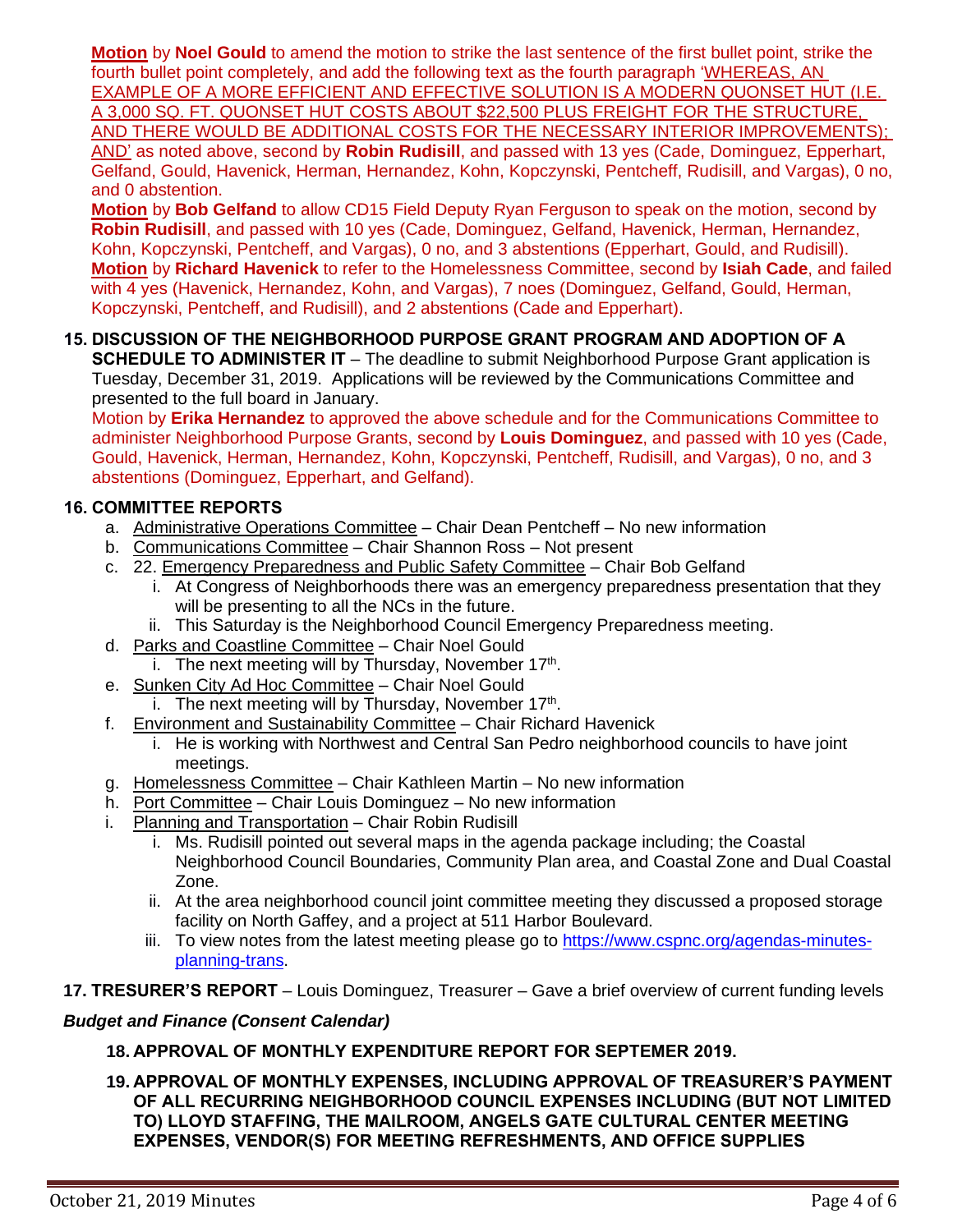**Motion** by **Noel Gould** to amend the motion to strike the last sentence of the first bullet point, strike the fourth bullet point completely, and add the following text as the fourth paragraph 'WHEREAS, AN EXAMPLE OF A MORE EFFICIENT AND EFFECTIVE SOLUTION IS A MODERN QUONSET HUT (I.E. A 3,000 SQ. FT. QUONSET HUT COSTS ABOUT $22,500 PLUS FREIGHT FOR THE STRUCTURE, AND THERE WOULD BE ADDITIONAL COSTS FOR THE NECESSARY INTERIOR IMPROVEMENTS); AND' as noted above, second by **Robin Rudisill**, and passed with 13 yes (Cade, Dominguez, Epperhart, Gelfand, Gould, Havenick, Herman, Hernandez, Kohn, Kopczynski, Pentcheff, Rudisill, and Vargas), 0 no, and 0 abstention.

**Motion** by **Bob Gelfand** to allow CD15 Field Deputy Ryan Ferguson to speak on the motion, second by **Robin Rudisill**, and passed with 10 yes (Cade, Dominguez, Gelfand, Havenick, Herman, Hernandez, Kohn, Kopczynski, Pentcheff, and Vargas), 0 no, and 3 abstentions (Epperhart, Gould, and Rudisill).

**Motion** by **Richard Havenick** to refer to the Homelessness Committee, second by **Isiah Cade**, and failed with 4 yes (Havenick, Hernandez, Kohn, and Vargas), 7 noes (Dominguez, Gelfand, Gould, Herman, Kopczynski, Pentcheff, and Rudisill), and 2 abstentions (Cade and Epperhart).

**15. DISCUSSION OF THE NEIGHBORHOOD PURPOSE GRANT PROGRAM AND ADOPTION OF A SCHEDULE TO ADMINISTER IT** – The deadline to submit Neighborhood Purpose Grant application is Tuesday, December 31, 2019. Applications will be reviewed by the Communications Committee and presented to the full board in January.

Motion by **Erika Hernandez** to approved the above schedule and for the Communications Committee to administer Neighborhood Purpose Grants, second by **Louis Dominguez**, and passed with 10 yes (Cade, Gould, Havenick, Herman, Hernandez, Kohn, Kopczynski, Pentcheff, Rudisill, and Vargas), 0 no, and 3 abstentions (Dominguez, Epperhart, and Gelfand).

**16. COMMITTEE REPORTS**

a. Administrative Operations Committee – Chair Dean Pentcheff – No new information
b. Communications Committee – Chair Shannon Ross – Not present
c. 22. Emergency Preparedness and Public Safety Committee – Chair Bob Gelfand
   i. At Congress of Neighborhoods there was an emergency preparedness presentation that they will be presenting to all the NCs in the future.
   ii. This Saturday is the Neighborhood Council Emergency Preparedness meeting.
d. Parks and Coastline Committee – Chair Noel Gould
   i. The next meeting will by Thursday, November 17th.
e. Sunken City Ad Hoc Committee – Chair Noel Gould
   i. The next meeting will by Thursday, November 17th.
f. Environment and Sustainability Committee – Chair Richard Havenick
   i. He is working with Northwest and Central San Pedro neighborhood councils to have joint meetings.
g. Homelessness Committee – Chair Kathleen Martin – No new information
h. Port Committee – Chair Louis Dominguez – No new information
i. Planning and Transportation – Chair Robin Rudisill
   i. Ms. Rudisill pointed out several maps in the agenda package including; the Coastal Neighborhood Council Boundaries, Community Plan area, and Coastal Zone and Dual Coastal Zone.
   ii. At the area neighborhood council joint committee meeting they discussed a proposed storage facility on North Gaffey, and a project at 511 Harbor Boulevard.
   iii. To view notes from the latest meeting please go to https://www.cspnc.org/agendas-minutes-planning-trans.

**17. TRESURER'S REPORT** – Louis Dominguez, Treasurer – Gave a brief overview of current funding levels

***Budget and Finance (Consent Calendar)***

**18. APPROVAL OF MONTHLY EXPENDITURE REPORT FOR SEPTEMER 2019.**

**19. APPROVAL OF MONTHLY EXPENSES, INCLUDING APPROVAL OF TREASURER'S PAYMENT OF ALL RECURRING NEIGHBORHOOD COUNCIL EXPENSES INCLUDING (BUT NOT LIMITED TO) LLOYD STAFFING, THE MAILROOM, ANGELS GATE CULTURAL CENTER MEETING EXPENSES, VENDOR(S) FOR MEETING REFRESHMENTS, AND OFFICE SUPPLIES**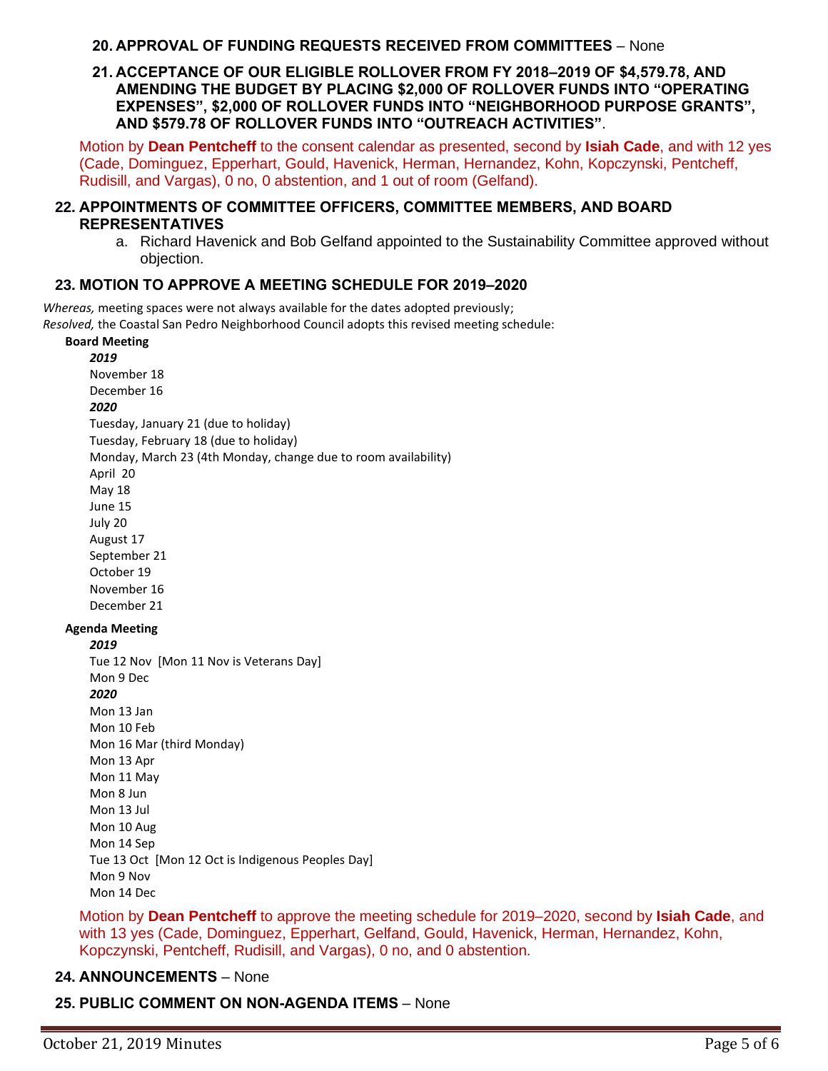**20. APPROVAL OF FUNDING REQUESTS RECEIVED FROM COMMITTEES** – None

**21. ACCEPTANCE OF OUR ELIGIBLE ROLLOVER FROM FY 2018–2019 OF $4,579.78, AND AMENDING THE BUDGET BY PLACING $2,000 OF ROLLOVER FUNDS INTO "OPERATING EXPENSES", $2,000 OF ROLLOVER FUNDS INTO "NEIGHBORHOOD PURPOSE GRANTS", AND $579.78 OF ROLLOVER FUNDS INTO "OUTREACH ACTIVITIES"**.

Motion by **Dean Pentcheff** to the consent calendar as presented, second by **Isiah Cade**, and with 12 yes (Cade, Dominguez, Epperhart, Gould, Havenick, Herman, Hernandez, Kohn, Kopczynski, Pentcheff, Rudisill, and Vargas), 0 no, 0 abstention, and 1 out of room (Gelfand).

## 22. APPOINTMENTS OF COMMITTEE OFFICERS, COMMITTEE MEMBERS, AND BOARD REPRESENTATIVES

a. Richard Havenick and Bob Gelfand appointed to the Sustainability Committee approved without objection.

## 23. MOTION TO APPROVE A MEETING SCHEDULE FOR 2019–2020

*Whereas,* meeting spaces were not always available for the dates adopted previously;
*Resolved,* the Coastal San Pedro Neighborhood Council adopts this revised meeting schedule:

**Board Meeting**

***2019***

November 18
December 16

***2020***

Tuesday, January 21 (due to holiday)
Tuesday, February 18 (due to holiday)
Monday, March 23 (4th Monday, change due to room availability)
April 20
May 18
June 15
July 20
August 17
September 21
October 19
November 16
December 21

**Agenda Meeting**

***2019***

Tue 12 Nov [Mon 11 Nov is Veterans Day]
Mon 9 Dec

***2020***

Mon 13 Jan
Mon 10 Feb
Mon 16 Mar (third Monday)
Mon 13 Apr
Mon 11 May
Mon 8 Jun
Mon 13 Jul
Mon 10 Aug
Mon 14 Sep
Tue 13 Oct [Mon 12 Oct is Indigenous Peoples Day]
Mon 9 Nov
Mon 14 Dec

Motion by **Dean Pentcheff** to approve the meeting schedule for 2019–2020, second by **Isiah Cade**, and with 13 yes (Cade, Dominguez, Epperhart, Gelfand, Gould, Havenick, Herman, Hernandez, Kohn, Kopczynski, Pentcheff, Rudisill, and Vargas), 0 no, and 0 abstention.

## 24. ANNOUNCEMENTS – None

## 25. PUBLIC COMMENT ON NON-AGENDA ITEMS – None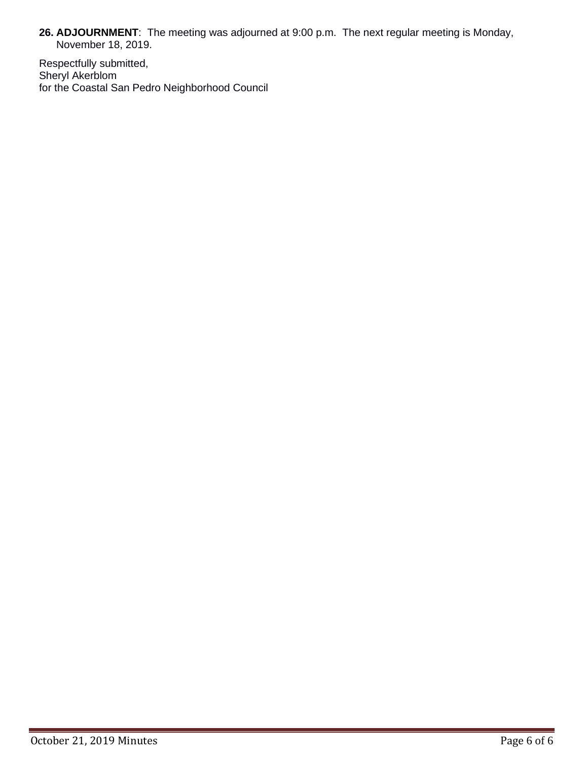**26. ADJOURNMENT**: The meeting was adjourned at 9:00 p.m. The next regular meeting is Monday, November 18, 2019.

Respectfully submitted,
Sheryl Akerblom
for the Coastal San Pedro Neighborhood Council